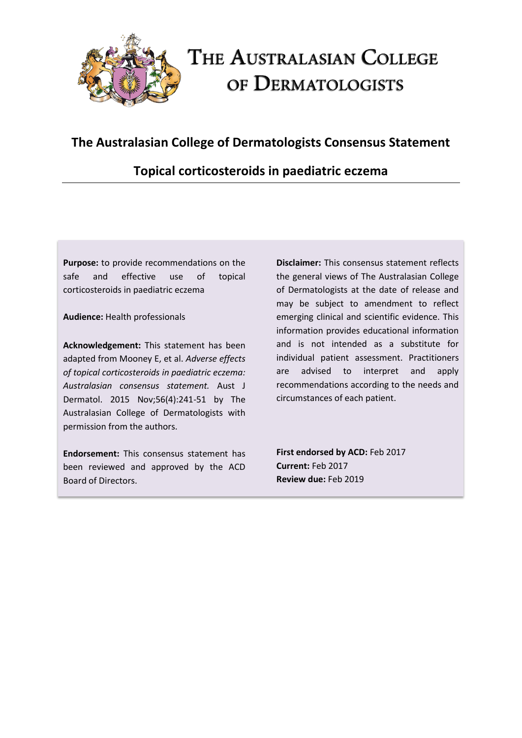# The Australasian College of Dermatologists

## The Australasian College of Dermatologists Consensus Statement

## Topical corticosteroids in paediatric eczema

**Purpose:** to provide recommendations on the safe and effective use of topical corticosteroids in paediatric eczema

**Audience:** Health professionals

**Acknowledgement:** This statement has been adapted from Mooney E, et al. *Adverse effects of topical corticosteroids in paediatric eczema: Australasian consensus statement.* Aust J Dermatol. 2015 Nov;56(4):241-51 by The Australasian College of Dermatologists with permission from the authors.

**Endorsement:** This consensus statement has been reviewed and approved by the ACD Board of Directors.

**Disclaimer:** This consensus statement reflects the general views of The Australasian College of Dermatologists at the date of release and may be subject to amendment to reflect emerging clinical and scientific evidence. This information provides educational information and is not intended as a substitute for individual patient assessment. Practitioners are advised to interpret and apply recommendations according to the needs and circumstances of each patient.

**First endorsed by ACD:** Feb 2017
**Current:** Feb 2017
**Review due:** Feb 2019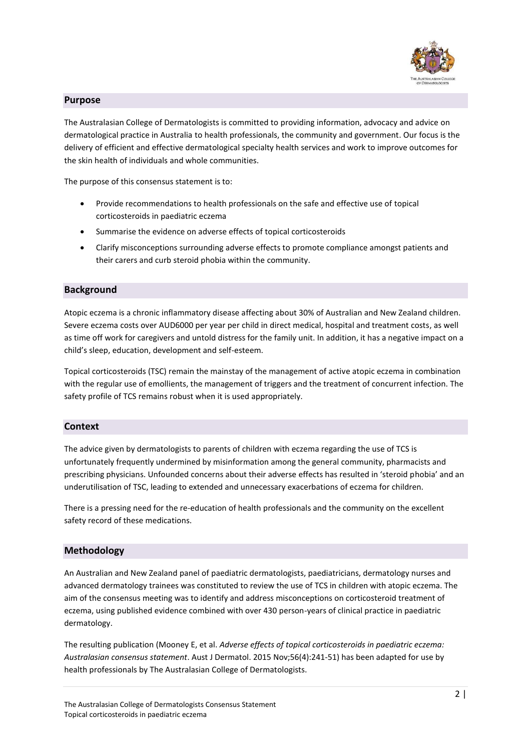## Purpose

The Australasian College of Dermatologists is committed to providing information, advocacy and advice on dermatological practice in Australia to health professionals, the community and government. Our focus is the delivery of efficient and effective dermatological specialty health services and work to improve outcomes for the skin health of individuals and whole communities.

The purpose of this consensus statement is to:

- Provide recommendations to health professionals on the safe and effective use of topical corticosteroids in paediatric eczema
- Summarise the evidence on adverse effects of topical corticosteroids
- Clarify misconceptions surrounding adverse effects to promote compliance amongst patients and their carers and curb steroid phobia within the community.

## Background

Atopic eczema is a chronic inflammatory disease affecting about 30% of Australian and New Zealand children. Severe eczema costs over AUD6000 per year per child in direct medical, hospital and treatment costs, as well as time off work for caregivers and untold distress for the family unit. In addition, it has a negative impact on a child's sleep, education, development and self-esteem.

Topical corticosteroids (TSC) remain the mainstay of the management of active atopic eczema in combination with the regular use of emollients, the management of triggers and the treatment of concurrent infection. The safety profile of TCS remains robust when it is used appropriately.

## Context

The advice given by dermatologists to parents of children with eczema regarding the use of TCS is unfortunately frequently undermined by misinformation among the general community, pharmacists and prescribing physicians. Unfounded concerns about their adverse effects has resulted in 'steroid phobia' and an underutilisation of TSC, leading to extended and unnecessary exacerbations of eczema for children.

There is a pressing need for the re-education of health professionals and the community on the excellent safety record of these medications.

## Methodology

An Australian and New Zealand panel of paediatric dermatologists, paediatricians, dermatology nurses and advanced dermatology trainees was constituted to review the use of TCS in children with atopic eczema. The aim of the consensus meeting was to identify and address misconceptions on corticosteroid treatment of eczema, using published evidence combined with over 430 person-years of clinical practice in paediatric dermatology.

The resulting publication (Mooney E, et al. *Adverse effects of topical corticosteroids in paediatric eczema: Australasian consensus statement*. Aust J Dermatol. 2015 Nov;56(4):241-51) has been adapted for use by health professionals by The Australasian College of Dermatologists.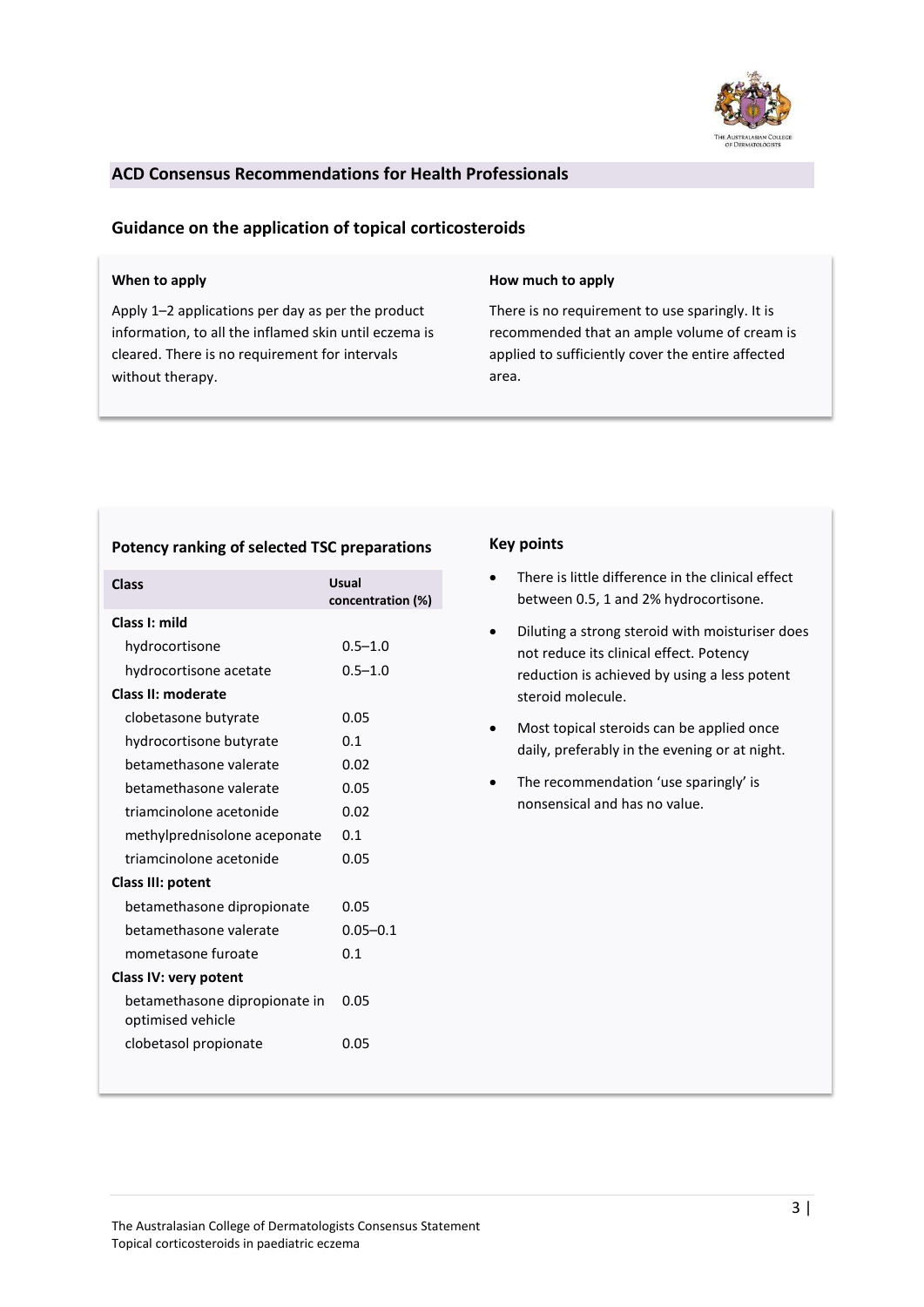## ACD Consensus Recommendations for Health Professionals

### Guidance on the application of topical corticosteroids

**When to apply**

Apply 1–2 applications per day as per the product information, to all the inflamed skin until eczema is cleared. There is no requirement for intervals without therapy.

**How much to apply**

There is no requirement to use sparingly. It is recommended that an ample volume of cream is applied to sufficiently cover the entire affected area.

**Potency ranking of selected TSC preparations**

| Class | Usual concentration (%) |
|---|---|
| **Class I: mild** | |
| hydrocortisone | 0.5–1.0 |
| hydrocortisone acetate | 0.5–1.0 |
| **Class II: moderate** | |
| clobetasone butyrate | 0.05 |
| hydrocortisone butyrate | 0.1 |
| betamethasone valerate | 0.02 |
| betamethasone valerate | 0.05 |
| triamcinolone acetonide | 0.02 |
| methylprednisolone aceponate | 0.1 |
| triamcinolone acetonide | 0.05 |
| **Class III: potent** | |
| betamethasone dipropionate | 0.05 |
| betamethasone valerate | 0.05–0.1 |
| mometasone furoate | 0.1 |
| **Class IV: very potent** | |
| betamethasone dipropionate in optimised vehicle | 0.05 |
| clobetasol propionate | 0.05 |

**Key points**

- There is little difference in the clinical effect between 0.5, 1 and 2% hydrocortisone.
- Diluting a strong steroid with moisturiser does not reduce its clinical effect. Potency reduction is achieved by using a less potent steroid molecule.
- Most topical steroids can be applied once daily, preferably in the evening or at night.
- The recommendation 'use sparingly' is nonsensical and has no value.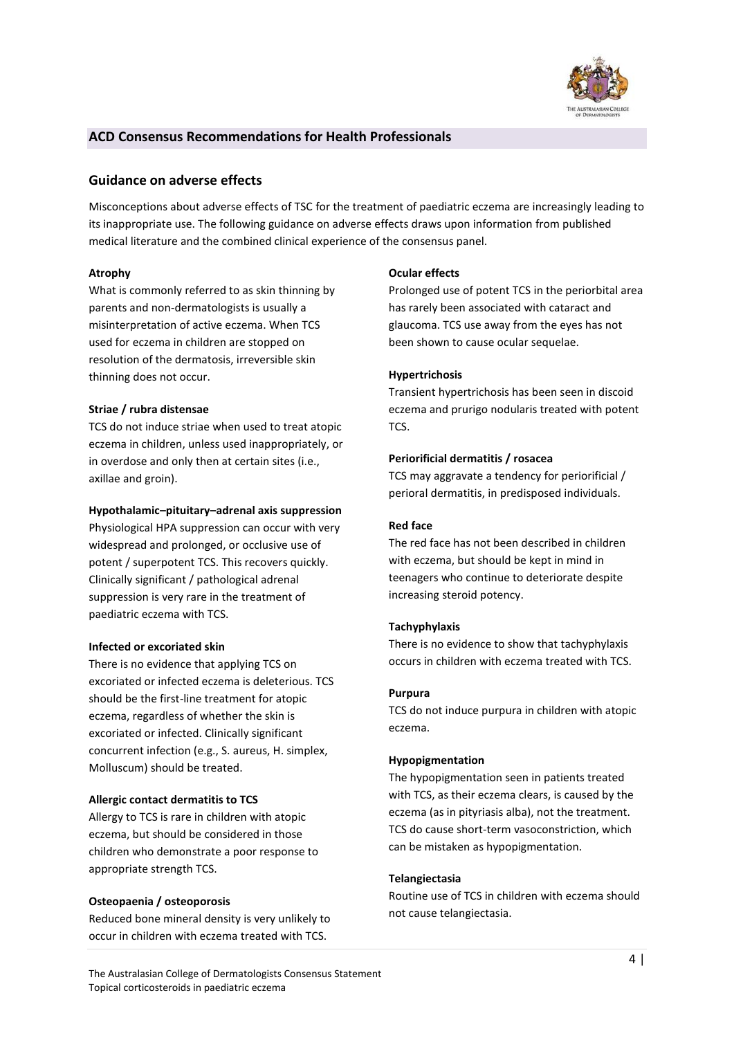## ACD Consensus Recommendations for Health Professionals

### Guidance on adverse effects

Misconceptions about adverse effects of TSC for the treatment of paediatric eczema are increasingly leading to its inappropriate use. The following guidance on adverse effects draws upon information from published medical literature and the combined clinical experience of the consensus panel.

**Atrophy**

What is commonly referred to as skin thinning by parents and non-dermatologists is usually a misinterpretation of active eczema. When TCS used for eczema in children are stopped on resolution of the dermatosis, irreversible skin thinning does not occur.

**Striae / rubra distensae**

TCS do not induce striae when used to treat atopic eczema in children, unless used inappropriately, or in overdose and only then at certain sites (i.e., axillae and groin).

**Hypothalamic–pituitary–adrenal axis suppression**

Physiological HPA suppression can occur with very widespread and prolonged, or occlusive use of potent / superpotent TCS. This recovers quickly. Clinically significant / pathological adrenal suppression is very rare in the treatment of paediatric eczema with TCS.

**Infected or excoriated skin**

There is no evidence that applying TCS on excoriated or infected eczema is deleterious. TCS should be the first-line treatment for atopic eczema, regardless of whether the skin is excoriated or infected. Clinically significant concurrent infection (e.g., S. aureus, H. simplex, Molluscum) should be treated.

**Allergic contact dermatitis to TCS**

Allergy to TCS is rare in children with atopic eczema, but should be considered in those children who demonstrate a poor response to appropriate strength TCS.

**Osteopaenia / osteoporosis**

Reduced bone mineral density is very unlikely to occur in children with eczema treated with TCS.

**Ocular effects**

Prolonged use of potent TCS in the periorbital area has rarely been associated with cataract and glaucoma. TCS use away from the eyes has not been shown to cause ocular sequelae.

**Hypertrichosis**

Transient hypertrichosis has been seen in discoid eczema and prurigo nodularis treated with potent TCS.

**Periorificial dermatitis / rosacea**

TCS may aggravate a tendency for periorificial / perioral dermatitis, in predisposed individuals.

**Red face**

The red face has not been described in children with eczema, but should be kept in mind in teenagers who continue to deteriorate despite increasing steroid potency.

**Tachyphylaxis**

There is no evidence to show that tachyphylaxis occurs in children with eczema treated with TCS.

**Purpura**

TCS do not induce purpura in children with atopic eczema.

**Hypopigmentation**

The hypopigmentation seen in patients treated with TCS, as their eczema clears, is caused by the eczema (as in pityriasis alba), not the treatment. TCS do cause short-term vasoconstriction, which can be mistaken as hypopigmentation.

**Telangiectasia**

Routine use of TCS in children with eczema should not cause telangiectasia.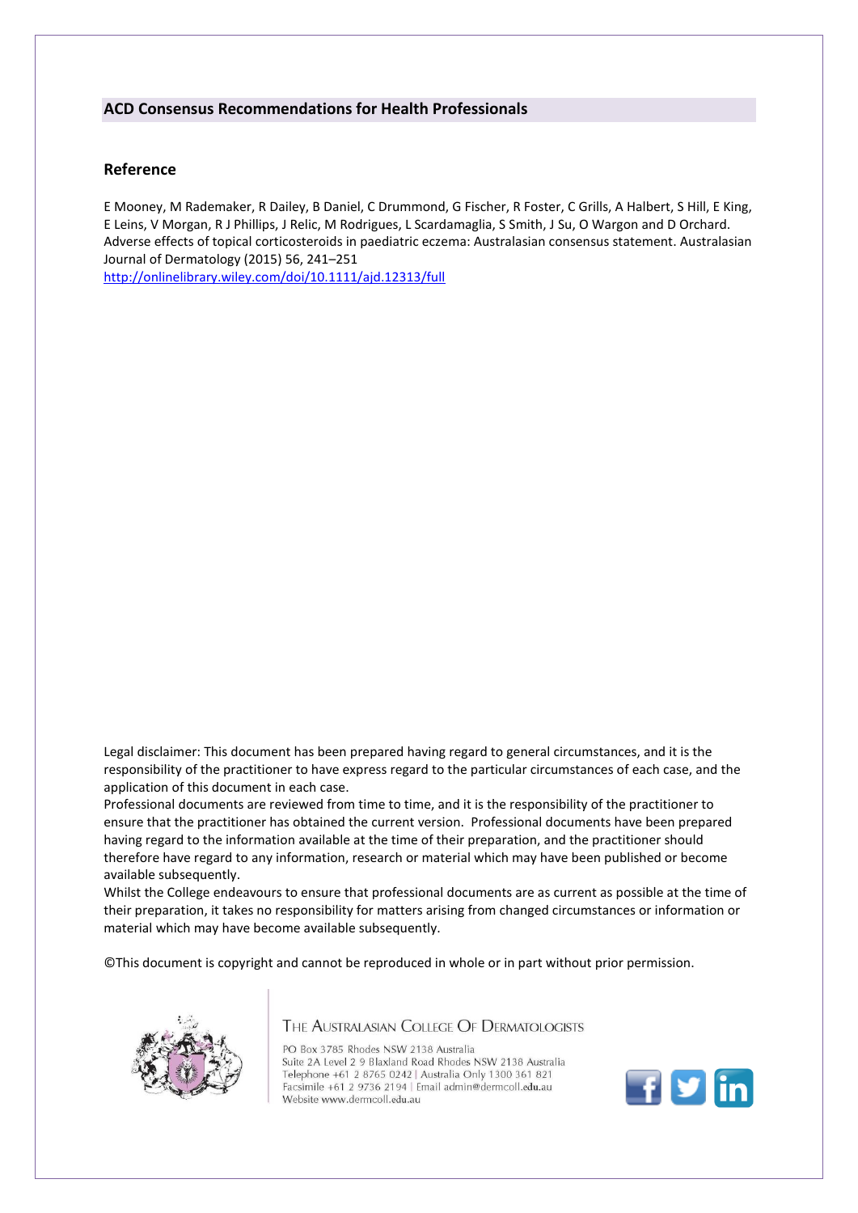## ACD Consensus Recommendations for Health Professionals

### Reference

E Mooney, M Rademaker, R Dailey, B Daniel, C Drummond, G Fischer, R Foster, C Grills, A Halbert, S Hill, E King, E Leins, V Morgan, R J Phillips, J Relic, M Rodrigues, L Scardamaglia, S Smith, J Su, O Wargon and D Orchard. Adverse effects of topical corticosteroids in paediatric eczema: Australasian consensus statement. Australasian Journal of Dermatology (2015) 56, 241–251
http://onlinelibrary.wiley.com/doi/10.1111/ajd.12313/full

Legal disclaimer: This document has been prepared having regard to general circumstances, and it is the responsibility of the practitioner to have express regard to the particular circumstances of each case, and the application of this document in each case.
Professional documents are reviewed from time to time, and it is the responsibility of the practitioner to ensure that the practitioner has obtained the current version. Professional documents have been prepared having regard to the information available at the time of their preparation, and the practitioner should therefore have regard to any information, research or material which may have been published or become available subsequently.
Whilst the College endeavours to ensure that professional documents are as current as possible at the time of their preparation, it takes no responsibility for matters arising from changed circumstances or information or material which may have become available subsequently.

©This document is copyright and cannot be reproduced in whole or in part without prior permission.

THE AUSTRALASIAN COLLEGE OF DERMATOLOGISTS

PO Box 3785 Rhodes NSW 2138 Australia
Suite 2A Level 2 9 Blaxland Road Rhodes NSW 2138 Australia
Telephone +61 2 8765 0242 | Australia Only 1300 361 821
Facsimile +61 2 9736 2194 | Email admin@dermcoll.edu.au
Website www.dermcoll.edu.au